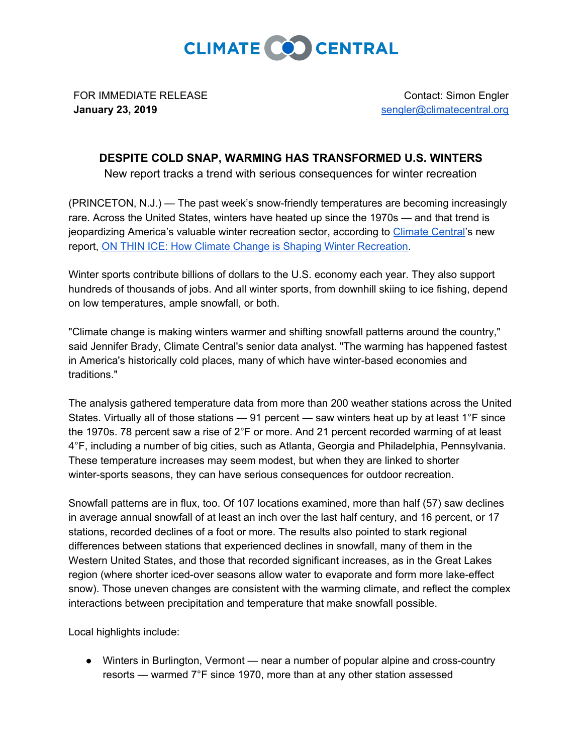CLIMATE CENTRAL

FOR IMMEDIATE RELEASE
**January 23, 2019**

Contact: Simon Engler
[sengler@climatecentral.org](mailto:sengler@climatecentral.org)

## DESPITE COLD SNAP, WARMING HAS TRANSFORMED U.S. WINTERS

New report tracks a trend with serious consequences for winter recreation

(PRINCETON, N.J.) — The past week's snow-friendly temperatures are becoming increasingly rare. Across the United States, winters have heated up since the 1970s — and that trend is jeopardizing America's valuable winter recreation sector, according to [Climate Central](https://www.climatecentral.org)'s new report, [ON THIN ICE: How Climate Change is Shaping Winter Recreation](#).

Winter sports contribute billions of dollars to the U.S. economy each year. They also support hundreds of thousands of jobs. And all winter sports, from downhill skiing to ice fishing, depend on low temperatures, ample snowfall, or both.

"Climate change is making winters warmer and shifting snowfall patterns around the country," said Jennifer Brady, Climate Central's senior data analyst. "The warming has happened fastest in America's historically cold places, many of which have winter-based economies and traditions."

The analysis gathered temperature data from more than 200 weather stations across the United States. Virtually all of those stations — 91 percent — saw winters heat up by at least 1°F since the 1970s. 78 percent saw a rise of 2°F or more. And 21 percent recorded warming of at least 4°F, including a number of big cities, such as Atlanta, Georgia and Philadelphia, Pennsylvania. These temperature increases may seem modest, but when they are linked to shorter winter-sports seasons, they can have serious consequences for outdoor recreation.

Snowfall patterns are in flux, too. Of 107 locations examined, more than half (57) saw declines in average annual snowfall of at least an inch over the last half century, and 16 percent, or 17 stations, recorded declines of a foot or more. The results also pointed to stark regional differences between stations that experienced declines in snowfall, many of them in the Western United States, and those that recorded significant increases, as in the Great Lakes region (where shorter iced-over seasons allow water to evaporate and form more lake-effect snow). Those uneven changes are consistent with the warming climate, and reflect the complex interactions between precipitation and temperature that make snowfall possible.

Local highlights include:

- Winters in Burlington, Vermont — near a number of popular alpine and cross-country resorts — warmed 7°F since 1970, more than at any other station assessed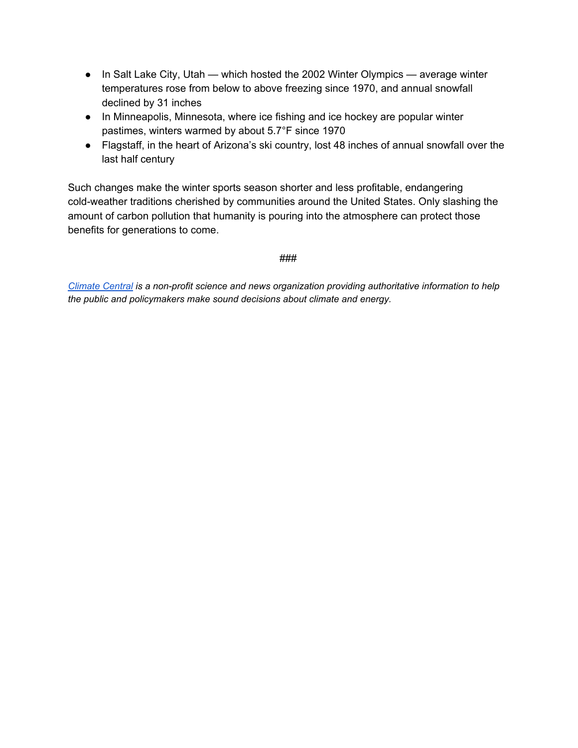- In Salt Lake City, Utah — which hosted the 2002 Winter Olympics — average winter temperatures rose from below to above freezing since 1970, and annual snowfall declined by 31 inches
- In Minneapolis, Minnesota, where ice fishing and ice hockey are popular winter pastimes, winters warmed by about 5.7°F since 1970
- Flagstaff, in the heart of Arizona's ski country, lost 48 inches of annual snowfall over the last half century

Such changes make the winter sports season shorter and less profitable, endangering cold-weather traditions cherished by communities around the United States. Only slashing the amount of carbon pollution that humanity is pouring into the atmosphere can protect those benefits for generations to come.

###

*Climate Central is a non-profit science and news organization providing authoritative information to help the public and policymakers make sound decisions about climate and energy.*